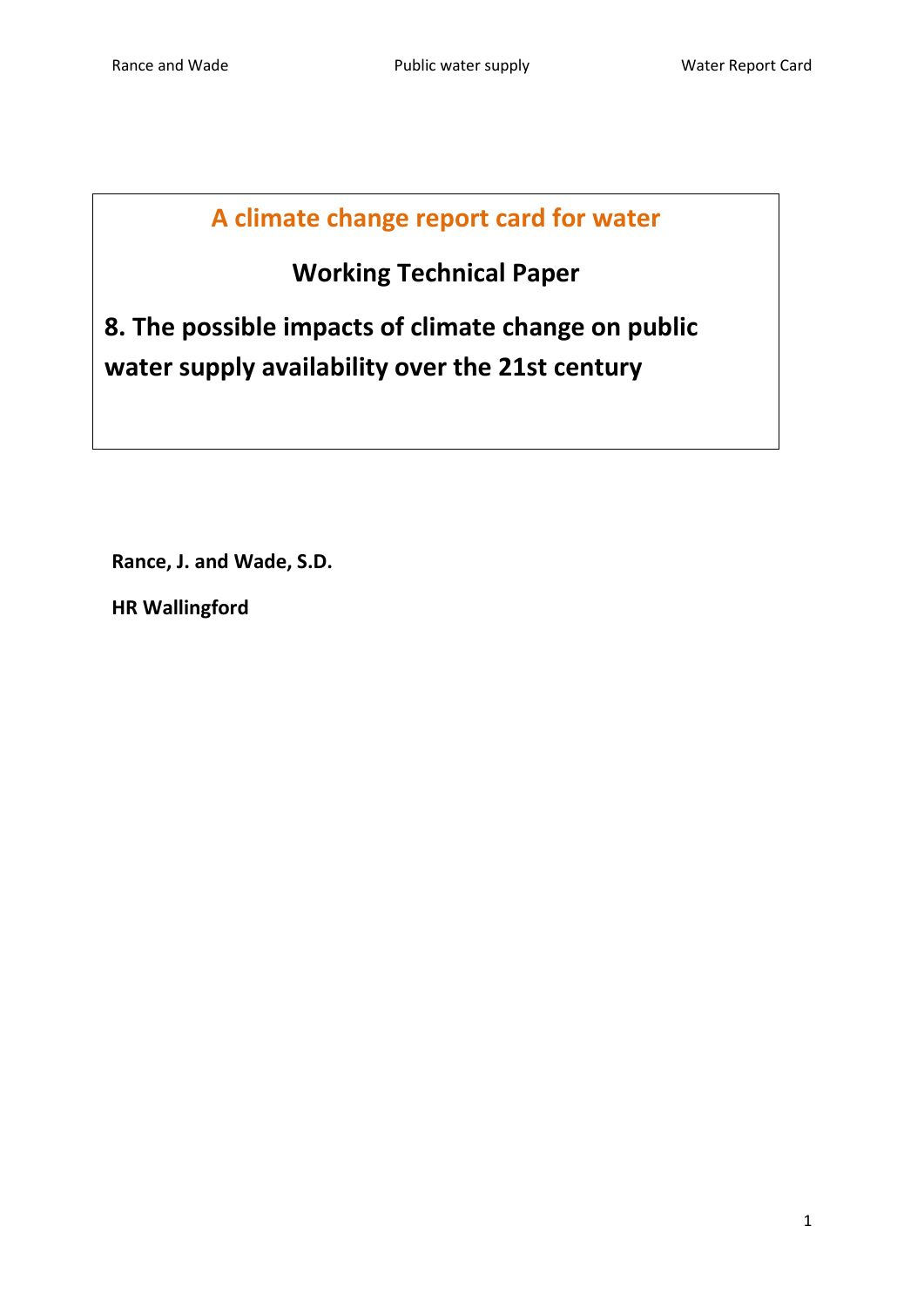# A climate change report card for water

## Working Technical Paper

## 8. The possible impacts of climate change on public water supply availability over the 21st century

**Rance, J. and Wade, S.D.**

**HR Wallingford**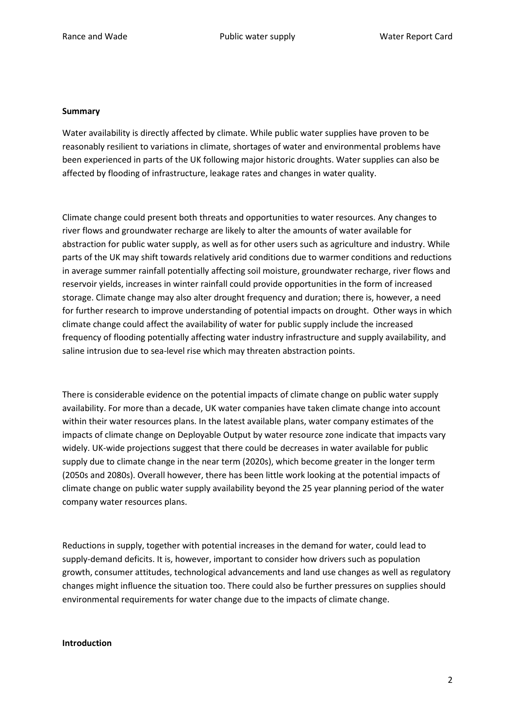**Summary**

Water availability is directly affected by climate. While public water supplies have proven to be reasonably resilient to variations in climate, shortages of water and environmental problems have been experienced in parts of the UK following major historic droughts. Water supplies can also be affected by flooding of infrastructure, leakage rates and changes in water quality.

Climate change could present both threats and opportunities to water resources. Any changes to river flows and groundwater recharge are likely to alter the amounts of water available for abstraction for public water supply, as well as for other users such as agriculture and industry. While parts of the UK may shift towards relatively arid conditions due to warmer conditions and reductions in average summer rainfall potentially affecting soil moisture, groundwater recharge, river flows and reservoir yields, increases in winter rainfall could provide opportunities in the form of increased storage. Climate change may also alter drought frequency and duration; there is, however, a need for further research to improve understanding of potential impacts on drought. Other ways in which climate change could affect the availability of water for public supply include the increased frequency of flooding potentially affecting water industry infrastructure and supply availability, and saline intrusion due to sea-level rise which may threaten abstraction points.

There is considerable evidence on the potential impacts of climate change on public water supply availability. For more than a decade, UK water companies have taken climate change into account within their water resources plans. In the latest available plans, water company estimates of the impacts of climate change on Deployable Output by water resource zone indicate that impacts vary widely. UK-wide projections suggest that there could be decreases in water available for public supply due to climate change in the near term (2020s), which become greater in the longer term (2050s and 2080s). Overall however, there has been little work looking at the potential impacts of climate change on public water supply availability beyond the 25 year planning period of the water company water resources plans.

Reductions in supply, together with potential increases in the demand for water, could lead to supply-demand deficits. It is, however, important to consider how drivers such as population growth, consumer attitudes, technological advancements and land use changes as well as regulatory changes might influence the situation too. There could also be further pressures on supplies should environmental requirements for water change due to the impacts of climate change.

**Introduction**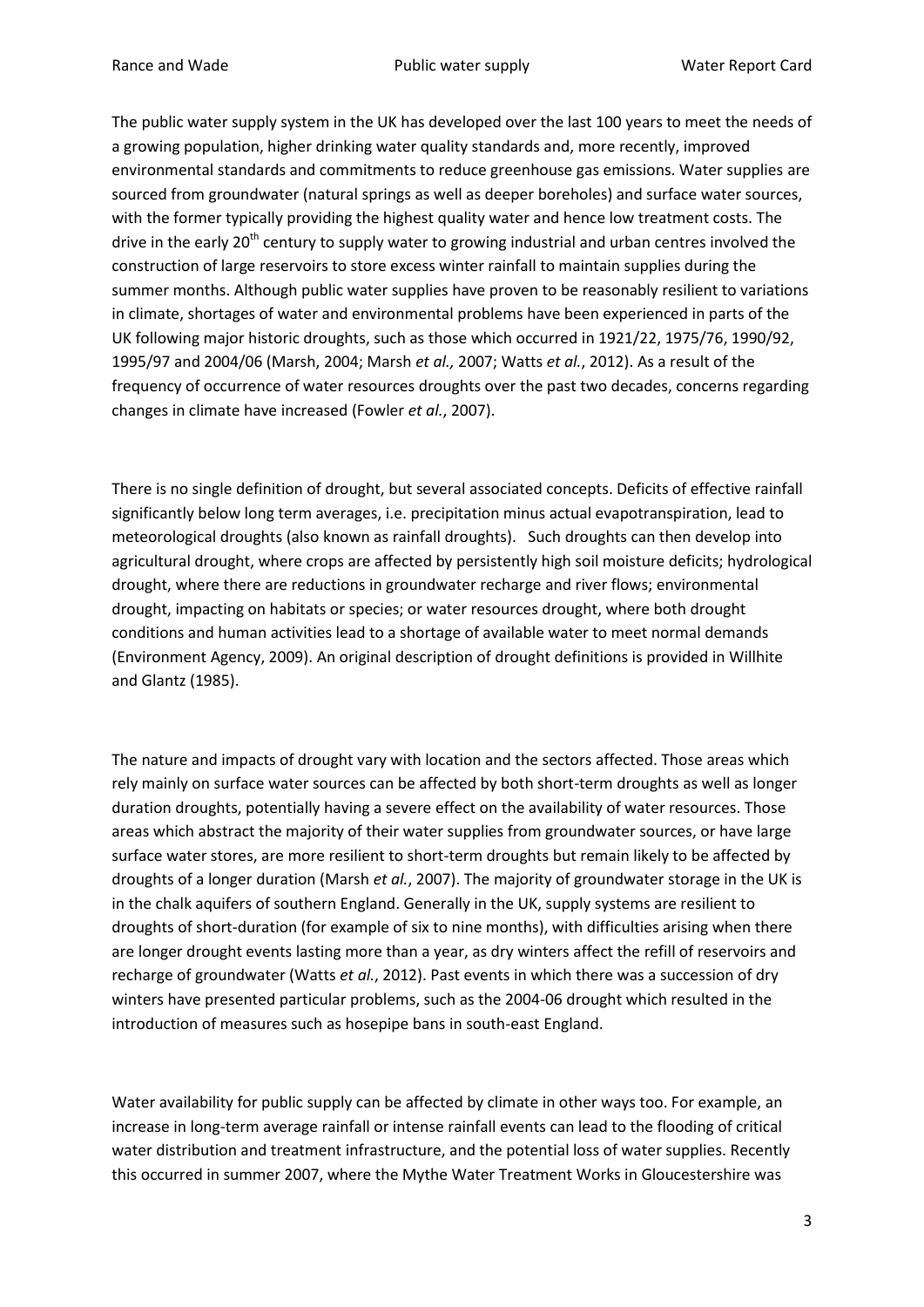The public water supply system in the UK has developed over the last 100 years to meet the needs of a growing population, higher drinking water quality standards and, more recently, improved environmental standards and commitments to reduce greenhouse gas emissions. Water supplies are sourced from groundwater (natural springs as well as deeper boreholes) and surface water sources, with the former typically providing the highest quality water and hence low treatment costs. The drive in the early 20th century to supply water to growing industrial and urban centres involved the construction of large reservoirs to store excess winter rainfall to maintain supplies during the summer months. Although public water supplies have proven to be reasonably resilient to variations in climate, shortages of water and environmental problems have been experienced in parts of the UK following major historic droughts, such as those which occurred in 1921/22, 1975/76, 1990/92, 1995/97 and 2004/06 (Marsh, 2004; Marsh *et al.,* 2007; Watts *et al.*, 2012). As a result of the frequency of occurrence of water resources droughts over the past two decades, concerns regarding changes in climate have increased (Fowler *et al.*, 2007).

There is no single definition of drought, but several associated concepts. Deficits of effective rainfall significantly below long term averages, i.e. precipitation minus actual evapotranspiration, lead to meteorological droughts (also known as rainfall droughts). Such droughts can then develop into agricultural drought, where crops are affected by persistently high soil moisture deficits; hydrological drought, where there are reductions in groundwater recharge and river flows; environmental drought, impacting on habitats or species; or water resources drought, where both drought conditions and human activities lead to a shortage of available water to meet normal demands (Environment Agency, 2009). An original description of drought definitions is provided in Willhite and Glantz (1985).

The nature and impacts of drought vary with location and the sectors affected. Those areas which rely mainly on surface water sources can be affected by both short-term droughts as well as longer duration droughts, potentially having a severe effect on the availability of water resources. Those areas which abstract the majority of their water supplies from groundwater sources, or have large surface water stores, are more resilient to short-term droughts but remain likely to be affected by droughts of a longer duration (Marsh *et al.*, 2007). The majority of groundwater storage in the UK is in the chalk aquifers of southern England. Generally in the UK, supply systems are resilient to droughts of short-duration (for example of six to nine months), with difficulties arising when there are longer drought events lasting more than a year, as dry winters affect the refill of reservoirs and recharge of groundwater (Watts *et al.*, 2012). Past events in which there was a succession of dry winters have presented particular problems, such as the 2004-06 drought which resulted in the introduction of measures such as hosepipe bans in south-east England.

Water availability for public supply can be affected by climate in other ways too. For example, an increase in long-term average rainfall or intense rainfall events can lead to the flooding of critical water distribution and treatment infrastructure, and the potential loss of water supplies. Recently this occurred in summer 2007, where the Mythe Water Treatment Works in Gloucestershire was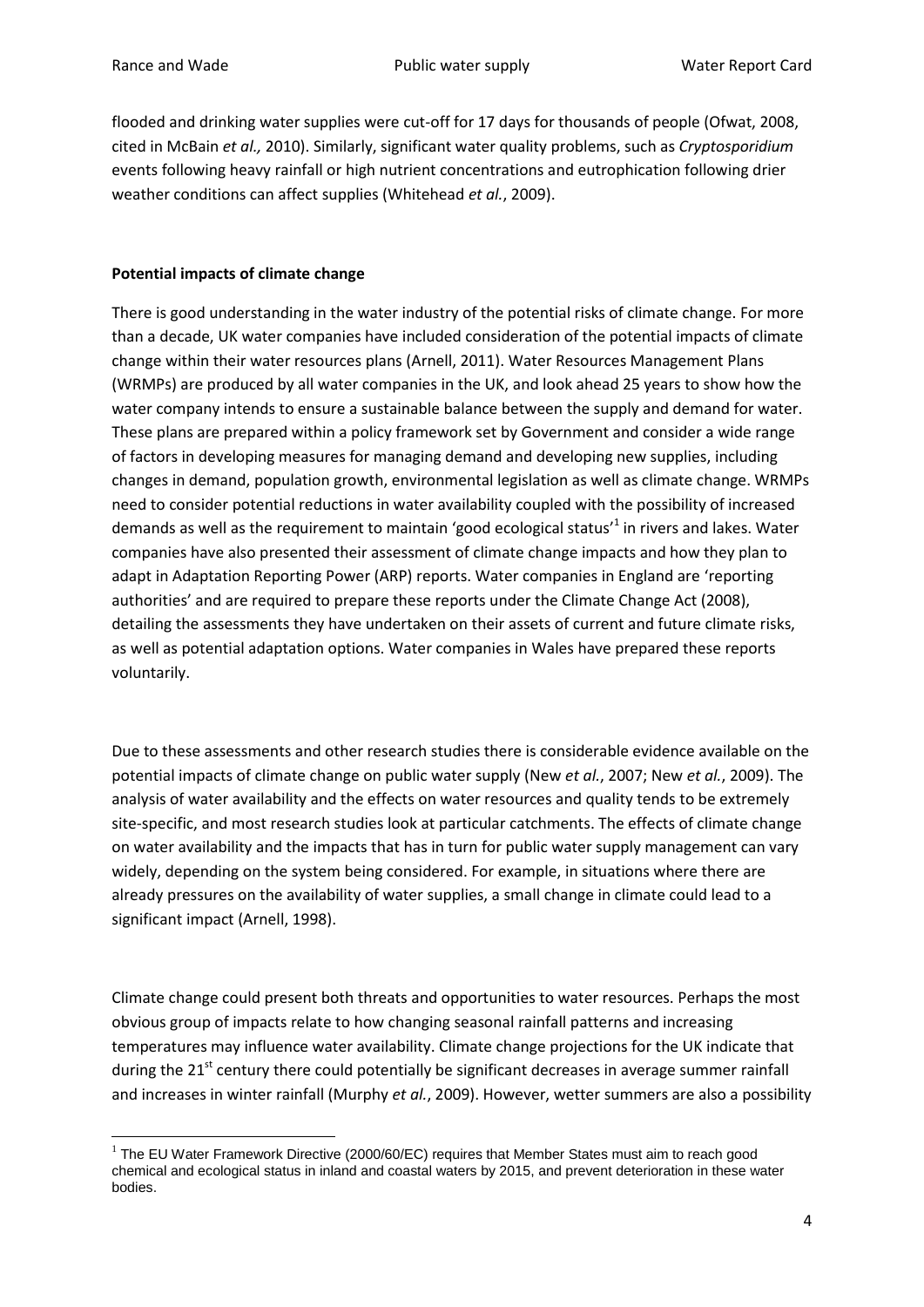flooded and drinking water supplies were cut-off for 17 days for thousands of people (Ofwat, 2008, cited in McBain *et al.,* 2010). Similarly, significant water quality problems, such as *Cryptosporidium* events following heavy rainfall or high nutrient concentrations and eutrophication following drier weather conditions can affect supplies (Whitehead *et al.*, 2009).

**Potential impacts of climate change**

There is good understanding in the water industry of the potential risks of climate change. For more than a decade, UK water companies have included consideration of the potential impacts of climate change within their water resources plans (Arnell, 2011). Water Resources Management Plans (WRMPs) are produced by all water companies in the UK, and look ahead 25 years to show how the water company intends to ensure a sustainable balance between the supply and demand for water. These plans are prepared within a policy framework set by Government and consider a wide range of factors in developing measures for managing demand and developing new supplies, including changes in demand, population growth, environmental legislation as well as climate change. WRMPs need to consider potential reductions in water availability coupled with the possibility of increased demands as well as the requirement to maintain 'good ecological status'[1] in rivers and lakes. Water companies have also presented their assessment of climate change impacts and how they plan to adapt in Adaptation Reporting Power (ARP) reports. Water companies in England are 'reporting authorities' and are required to prepare these reports under the Climate Change Act (2008), detailing the assessments they have undertaken on their assets of current and future climate risks, as well as potential adaptation options. Water companies in Wales have prepared these reports voluntarily.

Due to these assessments and other research studies there is considerable evidence available on the potential impacts of climate change on public water supply (New *et al.*, 2007; New *et al.*, 2009). The analysis of water availability and the effects on water resources and quality tends to be extremely site-specific, and most research studies look at particular catchments. The effects of climate change on water availability and the impacts that has in turn for public water supply management can vary widely, depending on the system being considered. For example, in situations where there are already pressures on the availability of water supplies, a small change in climate could lead to a significant impact (Arnell, 1998).

Climate change could present both threats and opportunities to water resources. Perhaps the most obvious group of impacts relate to how changing seasonal rainfall patterns and increasing temperatures may influence water availability. Climate change projections for the UK indicate that during the 21st century there could potentially be significant decreases in average summer rainfall and increases in winter rainfall (Murphy *et al.*, 2009). However, wetter summers are also a possibility

[1] The EU Water Framework Directive (2000/60/EC) requires that Member States must aim to reach good chemical and ecological status in inland and coastal waters by 2015, and prevent deterioration in these water bodies.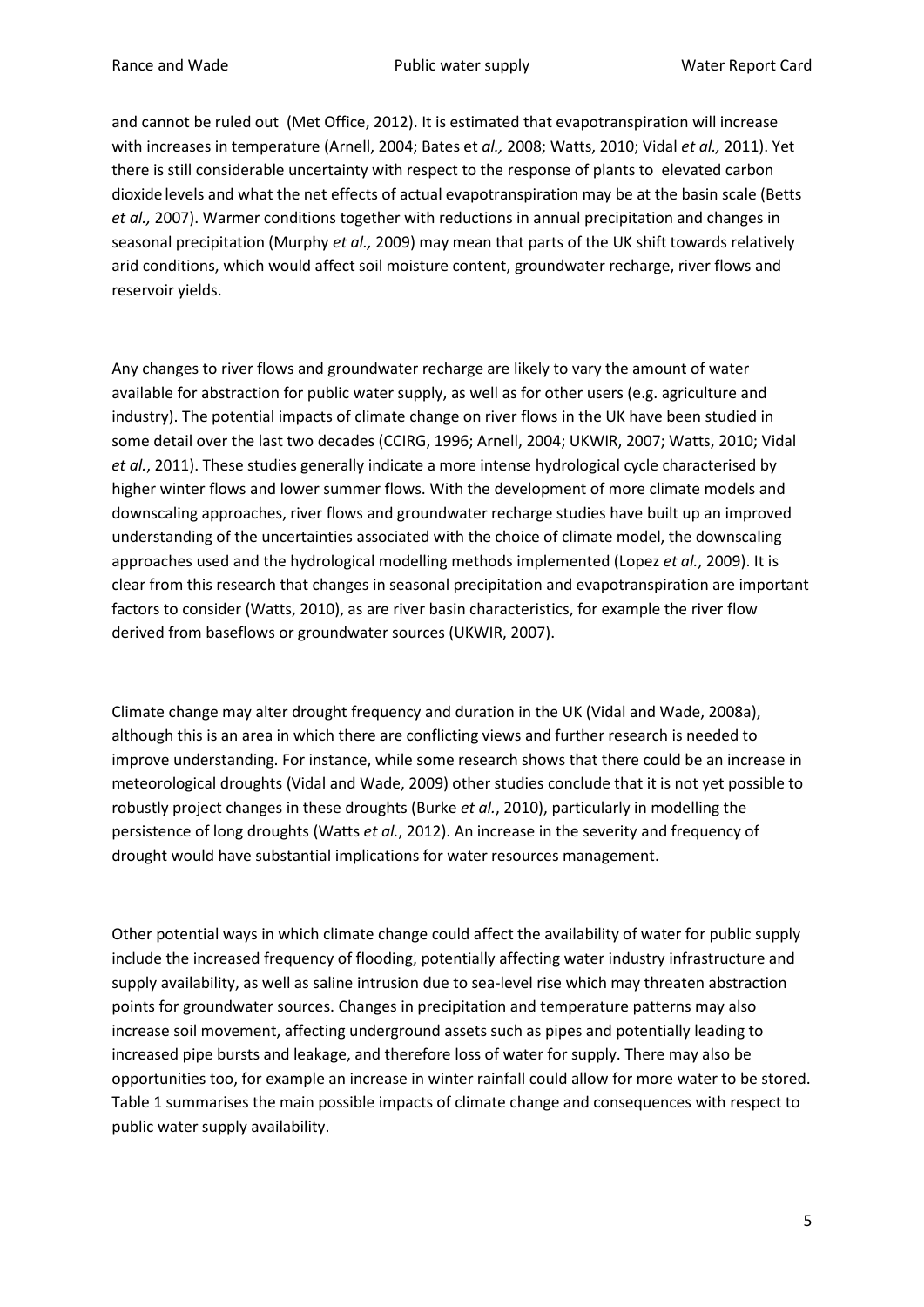and cannot be ruled out (Met Office, 2012). It is estimated that evapotranspiration will increase with increases in temperature (Arnell, 2004; Bates et *al.,* 2008; Watts, 2010; Vidal *et al.,* 2011). Yet there is still considerable uncertainty with respect to the response of plants to elevated carbon dioxide levels and what the net effects of actual evapotranspiration may be at the basin scale (Betts *et al.,* 2007). Warmer conditions together with reductions in annual precipitation and changes in seasonal precipitation (Murphy *et al.,* 2009) may mean that parts of the UK shift towards relatively arid conditions, which would affect soil moisture content, groundwater recharge, river flows and reservoir yields.

Any changes to river flows and groundwater recharge are likely to vary the amount of water available for abstraction for public water supply, as well as for other users (e.g. agriculture and industry). The potential impacts of climate change on river flows in the UK have been studied in some detail over the last two decades (CCIRG, 1996; Arnell, 2004; UKWIR, 2007; Watts, 2010; Vidal *et al.*, 2011). These studies generally indicate a more intense hydrological cycle characterised by higher winter flows and lower summer flows. With the development of more climate models and downscaling approaches, river flows and groundwater recharge studies have built up an improved understanding of the uncertainties associated with the choice of climate model, the downscaling approaches used and the hydrological modelling methods implemented (Lopez *et al.*, 2009). It is clear from this research that changes in seasonal precipitation and evapotranspiration are important factors to consider (Watts, 2010), as are river basin characteristics, for example the river flow derived from baseflows or groundwater sources (UKWIR, 2007).

Climate change may alter drought frequency and duration in the UK (Vidal and Wade, 2008a), although this is an area in which there are conflicting views and further research is needed to improve understanding. For instance, while some research shows that there could be an increase in meteorological droughts (Vidal and Wade, 2009) other studies conclude that it is not yet possible to robustly project changes in these droughts (Burke *et al.*, 2010), particularly in modelling the persistence of long droughts (Watts *et al.*, 2012). An increase in the severity and frequency of drought would have substantial implications for water resources management.

Other potential ways in which climate change could affect the availability of water for public supply include the increased frequency of flooding, potentially affecting water industry infrastructure and supply availability, as well as saline intrusion due to sea-level rise which may threaten abstraction points for groundwater sources. Changes in precipitation and temperature patterns may also increase soil movement, affecting underground assets such as pipes and potentially leading to increased pipe bursts and leakage, and therefore loss of water for supply. There may also be opportunities too, for example an increase in winter rainfall could allow for more water to be stored. Table 1 summarises the main possible impacts of climate change and consequences with respect to public water supply availability.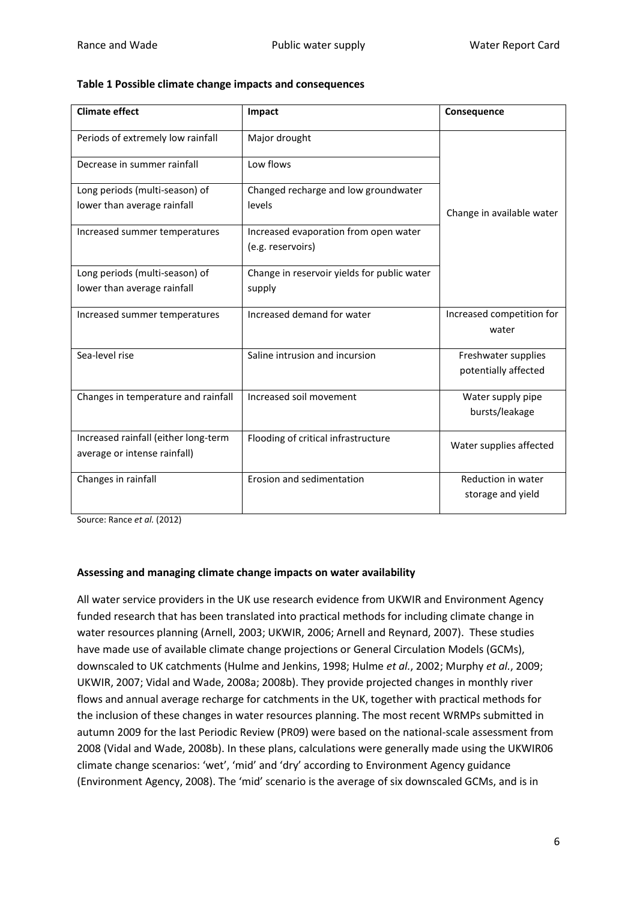**Table 1 Possible climate change impacts and consequences**

| Climate effect | Impact | Consequence |
|---|---|---|
| Periods of extremely low rainfall | Major drought | Change in available water |
| Decrease in summer rainfall | Low flows | |
| Long periods (multi-season) of lower than average rainfall | Changed recharge and low groundwater levels | |
| Increased summer temperatures | Increased evaporation from open water (e.g. reservoirs) | |
| Long periods (multi-season) of lower than average rainfall | Change in reservoir yields for public water supply | |
| Increased summer temperatures | Increased demand for water | Increased competition for water |
| Sea-level rise | Saline intrusion and incursion | Freshwater supplies potentially affected |
| Changes in temperature and rainfall | Increased soil movement | Water supply pipe bursts/leakage |
| Increased rainfall (either long-term average or intense rainfall) | Flooding of critical infrastructure | Water supplies affected |
| Changes in rainfall | Erosion and sedimentation | Reduction in water storage and yield |

Source: Rance *et al.* (2012)

**Assessing and managing climate change impacts on water availability**

All water service providers in the UK use research evidence from UKWIR and Environment Agency funded research that has been translated into practical methods for including climate change in water resources planning (Arnell, 2003; UKWIR, 2006; Arnell and Reynard, 2007). These studies have made use of available climate change projections or General Circulation Models (GCMs), downscaled to UK catchments (Hulme and Jenkins, 1998; Hulme *et al.*, 2002; Murphy *et al.*, 2009; UKWIR, 2007; Vidal and Wade, 2008a; 2008b). They provide projected changes in monthly river flows and annual average recharge for catchments in the UK, together with practical methods for the inclusion of these changes in water resources planning. The most recent WRMPs submitted in autumn 2009 for the last Periodic Review (PR09) were based on the national-scale assessment from 2008 (Vidal and Wade, 2008b). In these plans, calculations were generally made using the UKWIR06 climate change scenarios: 'wet', 'mid' and 'dry' according to Environment Agency guidance (Environment Agency, 2008). The 'mid' scenario is the average of six downscaled GCMs, and is in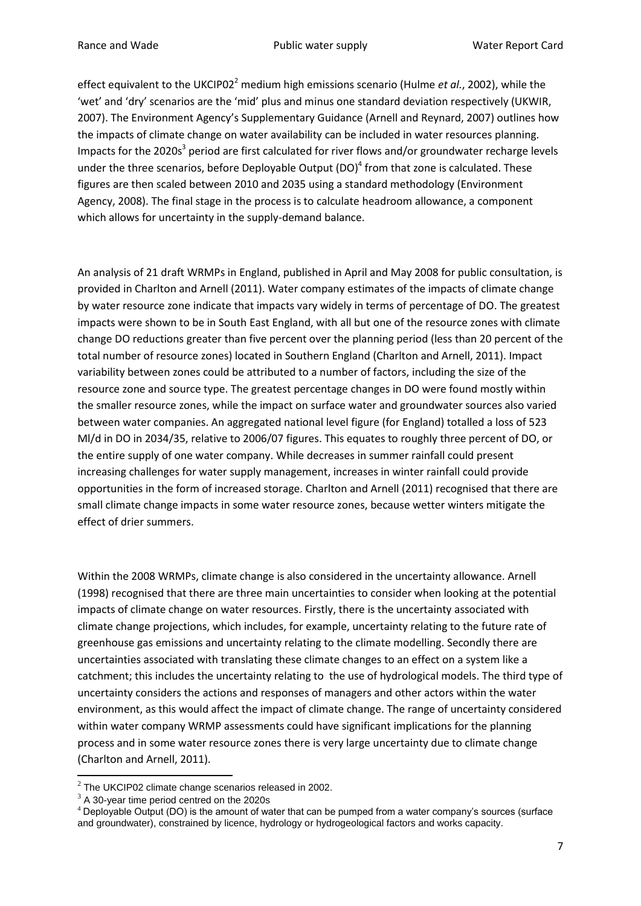effect equivalent to the UKCIP02[2] medium high emissions scenario (Hulme *et al.*, 2002), while the 'wet' and 'dry' scenarios are the 'mid' plus and minus one standard deviation respectively (UKWIR, 2007). The Environment Agency's Supplementary Guidance (Arnell and Reynard, 2007) outlines how the impacts of climate change on water availability can be included in water resources planning. Impacts for the 2020s[3] period are first calculated for river flows and/or groundwater recharge levels under the three scenarios, before Deployable Output (DO)[4] from that zone is calculated. These figures are then scaled between 2010 and 2035 using a standard methodology (Environment Agency, 2008). The final stage in the process is to calculate headroom allowance, a component which allows for uncertainty in the supply-demand balance.

An analysis of 21 draft WRMPs in England, published in April and May 2008 for public consultation, is provided in Charlton and Arnell (2011). Water company estimates of the impacts of climate change by water resource zone indicate that impacts vary widely in terms of percentage of DO. The greatest impacts were shown to be in South East England, with all but one of the resource zones with climate change DO reductions greater than five percent over the planning period (less than 20 percent of the total number of resource zones) located in Southern England (Charlton and Arnell, 2011). Impact variability between zones could be attributed to a number of factors, including the size of the resource zone and source type. The greatest percentage changes in DO were found mostly within the smaller resource zones, while the impact on surface water and groundwater sources also varied between water companies. An aggregated national level figure (for England) totalled a loss of 523 Ml/d in DO in 2034/35, relative to 2006/07 figures. This equates to roughly three percent of DO, or the entire supply of one water company. While decreases in summer rainfall could present increasing challenges for water supply management, increases in winter rainfall could provide opportunities in the form of increased storage. Charlton and Arnell (2011) recognised that there are small climate change impacts in some water resource zones, because wetter winters mitigate the effect of drier summers.

Within the 2008 WRMPs, climate change is also considered in the uncertainty allowance. Arnell (1998) recognised that there are three main uncertainties to consider when looking at the potential impacts of climate change on water resources. Firstly, there is the uncertainty associated with climate change projections, which includes, for example, uncertainty relating to the future rate of greenhouse gas emissions and uncertainty relating to the climate modelling. Secondly there are uncertainties associated with translating these climate changes to an effect on a system like a catchment; this includes the uncertainty relating to the use of hydrological models. The third type of uncertainty considers the actions and responses of managers and other actors within the water environment, as this would affect the impact of climate change. The range of uncertainty considered within water company WRMP assessments could have significant implications for the planning process and in some water resource zones there is very large uncertainty due to climate change (Charlton and Arnell, 2011).

[2] The UKCIP02 climate change scenarios released in 2002.

[3] A 30-year time period centred on the 2020s

[4] Deployable Output (DO) is the amount of water that can be pumped from a water company's sources (surface and groundwater), constrained by licence, hydrology or hydrogeological factors and works capacity.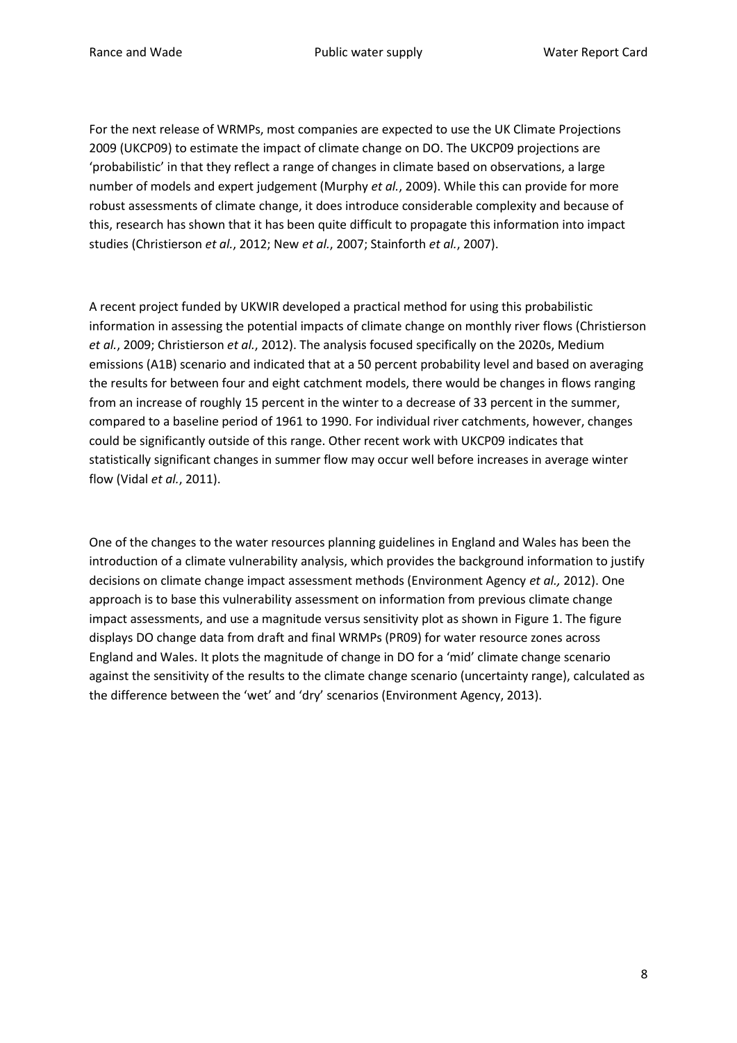For the next release of WRMPs, most companies are expected to use the UK Climate Projections 2009 (UKCP09) to estimate the impact of climate change on DO. The UKCP09 projections are 'probabilistic' in that they reflect a range of changes in climate based on observations, a large number of models and expert judgement (Murphy *et al.*, 2009). While this can provide for more robust assessments of climate change, it does introduce considerable complexity and because of this, research has shown that it has been quite difficult to propagate this information into impact studies (Christierson *et al.*, 2012; New *et al.*, 2007; Stainforth *et al.*, 2007).

A recent project funded by UKWIR developed a practical method for using this probabilistic information in assessing the potential impacts of climate change on monthly river flows (Christierson *et al.*, 2009; Christierson *et al.*, 2012). The analysis focused specifically on the 2020s, Medium emissions (A1B) scenario and indicated that at a 50 percent probability level and based on averaging the results for between four and eight catchment models, there would be changes in flows ranging from an increase of roughly 15 percent in the winter to a decrease of 33 percent in the summer, compared to a baseline period of 1961 to 1990. For individual river catchments, however, changes could be significantly outside of this range. Other recent work with UKCP09 indicates that statistically significant changes in summer flow may occur well before increases in average winter flow (Vidal *et al.*, 2011).

One of the changes to the water resources planning guidelines in England and Wales has been the introduction of a climate vulnerability analysis, which provides the background information to justify decisions on climate change impact assessment methods (Environment Agency *et al.,* 2012). One approach is to base this vulnerability assessment on information from previous climate change impact assessments, and use a magnitude versus sensitivity plot as shown in Figure 1. The figure displays DO change data from draft and final WRMPs (PR09) for water resource zones across England and Wales. It plots the magnitude of change in DO for a 'mid' climate change scenario against the sensitivity of the results to the climate change scenario (uncertainty range), calculated as the difference between the 'wet' and 'dry' scenarios (Environment Agency, 2013).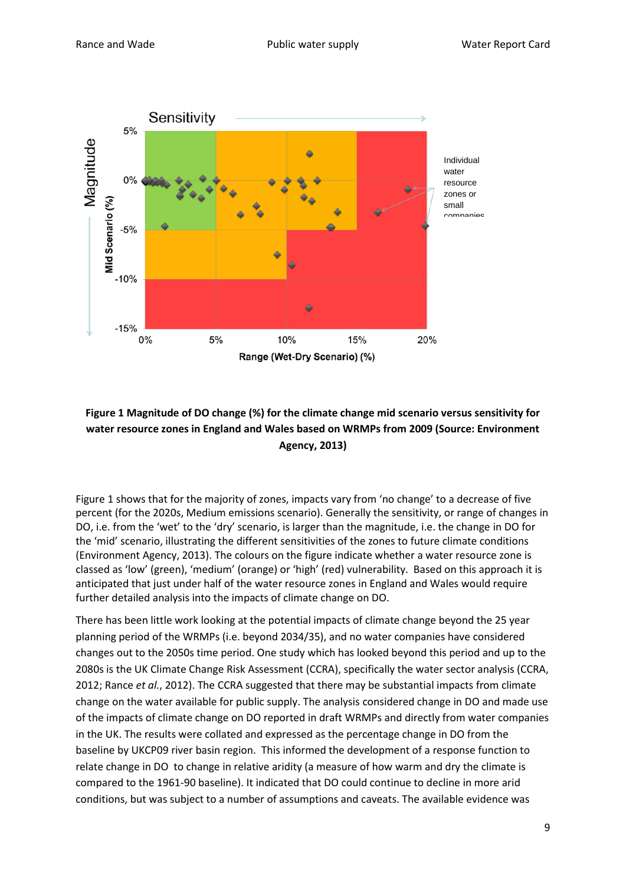**Figure 1 Magnitude of DO change (%) for the climate change mid scenario versus sensitivity for water resource zones in England and Wales based on WRMPs from 2009 (Source: Environment Agency, 2013)**

Figure 1 shows that for the majority of zones, impacts vary from 'no change' to a decrease of five percent (for the 2020s, Medium emissions scenario). Generally the sensitivity, or range of changes in DO, i.e. from the 'wet' to the 'dry' scenario, is larger than the magnitude, i.e. the change in DO for the 'mid' scenario, illustrating the different sensitivities of the zones to future climate conditions (Environment Agency, 2013). The colours on the figure indicate whether a water resource zone is classed as 'low' (green), 'medium' (orange) or 'high' (red) vulnerability. Based on this approach it is anticipated that just under half of the water resource zones in England and Wales would require further detailed analysis into the impacts of climate change on DO.

There has been little work looking at the potential impacts of climate change beyond the 25 year planning period of the WRMPs (i.e. beyond 2034/35), and no water companies have considered changes out to the 2050s time period. One study which has looked beyond this period and up to the 2080s is the UK Climate Change Risk Assessment (CCRA), specifically the water sector analysis (CCRA, 2012; Rance *et al.*, 2012). The CCRA suggested that there may be substantial impacts from climate change on the water available for public supply. The analysis considered change in DO and made use of the impacts of climate change on DO reported in draft WRMPs and directly from water companies in the UK. The results were collated and expressed as the percentage change in DO from the baseline by UKCP09 river basin region. This informed the development of a response function to relate change in DO to change in relative aridity (a measure of how warm and dry the climate is compared to the 1961-90 baseline). It indicated that DO could continue to decline in more arid conditions, but was subject to a number of assumptions and caveats. The available evidence was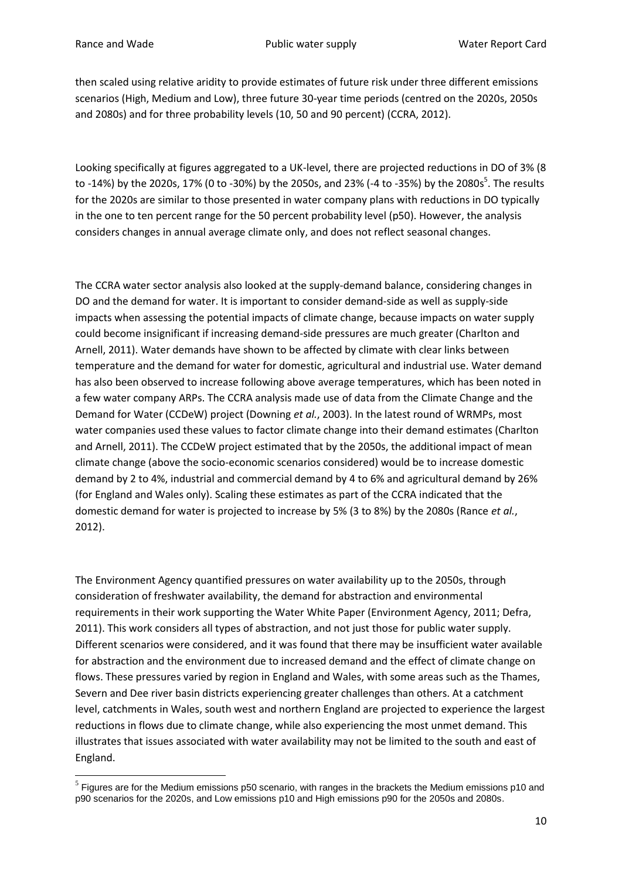then scaled using relative aridity to provide estimates of future risk under three different emissions scenarios (High, Medium and Low), three future 30-year time periods (centred on the 2020s, 2050s and 2080s) and for three probability levels (10, 50 and 90 percent) (CCRA, 2012).

Looking specifically at figures aggregated to a UK-level, there are projected reductions in DO of 3% (8 to -14%) by the 2020s, 17% (0 to -30%) by the 2050s, and 23% (-4 to -35%) by the 2080s[5]. The results for the 2020s are similar to those presented in water company plans with reductions in DO typically in the one to ten percent range for the 50 percent probability level (p50). However, the analysis considers changes in annual average climate only, and does not reflect seasonal changes.

The CCRA water sector analysis also looked at the supply-demand balance, considering changes in DO and the demand for water. It is important to consider demand-side as well as supply-side impacts when assessing the potential impacts of climate change, because impacts on water supply could become insignificant if increasing demand-side pressures are much greater (Charlton and Arnell, 2011). Water demands have shown to be affected by climate with clear links between temperature and the demand for water for domestic, agricultural and industrial use. Water demand has also been observed to increase following above average temperatures, which has been noted in a few water company ARPs. The CCRA analysis made use of data from the Climate Change and the Demand for Water (CCDeW) project (Downing *et al.*, 2003). In the latest round of WRMPs, most water companies used these values to factor climate change into their demand estimates (Charlton and Arnell, 2011). The CCDeW project estimated that by the 2050s, the additional impact of mean climate change (above the socio-economic scenarios considered) would be to increase domestic demand by 2 to 4%, industrial and commercial demand by 4 to 6% and agricultural demand by 26% (for England and Wales only). Scaling these estimates as part of the CCRA indicated that the domestic demand for water is projected to increase by 5% (3 to 8%) by the 2080s (Rance *et al.*, 2012).

The Environment Agency quantified pressures on water availability up to the 2050s, through consideration of freshwater availability, the demand for abstraction and environmental requirements in their work supporting the Water White Paper (Environment Agency, 2011; Defra, 2011). This work considers all types of abstraction, and not just those for public water supply. Different scenarios were considered, and it was found that there may be insufficient water available for abstraction and the environment due to increased demand and the effect of climate change on flows. These pressures varied by region in England and Wales, with some areas such as the Thames, Severn and Dee river basin districts experiencing greater challenges than others. At a catchment level, catchments in Wales, south west and northern England are projected to experience the largest reductions in flows due to climate change, while also experiencing the most unmet demand. This illustrates that issues associated with water availability may not be limited to the south and east of England.

[5] Figures are for the Medium emissions p50 scenario, with ranges in the brackets the Medium emissions p10 and p90 scenarios for the 2020s, and Low emissions p10 and High emissions p90 for the 2050s and 2080s.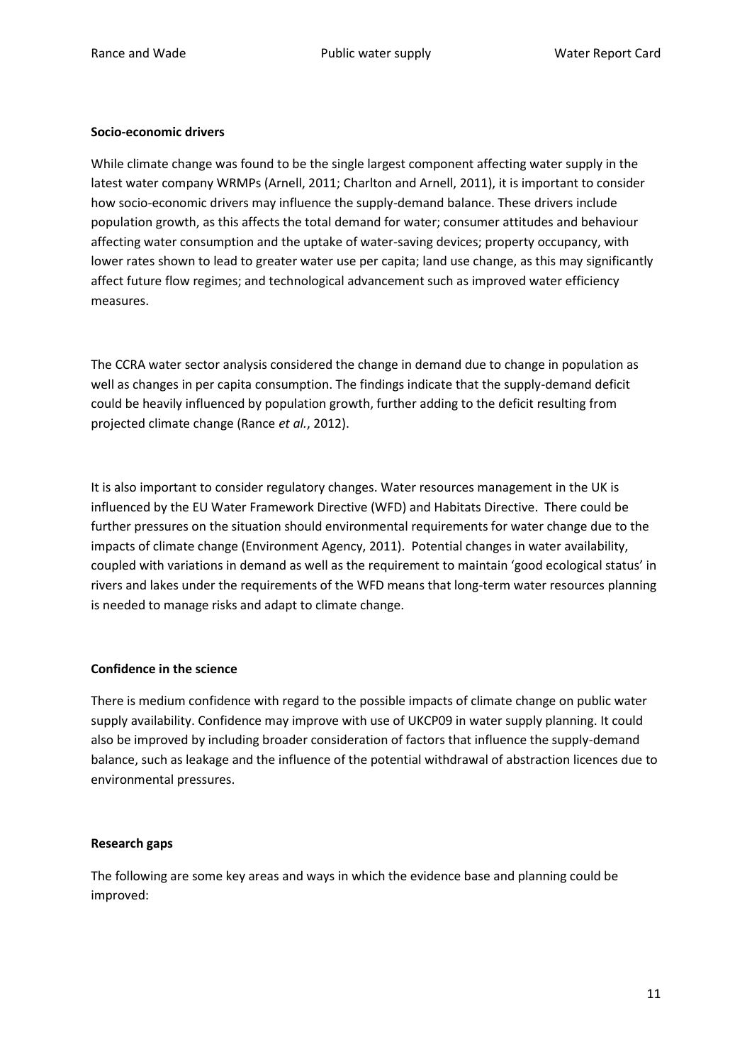**Socio-economic drivers**

While climate change was found to be the single largest component affecting water supply in the latest water company WRMPs (Arnell, 2011; Charlton and Arnell, 2011), it is important to consider how socio-economic drivers may influence the supply-demand balance. These drivers include population growth, as this affects the total demand for water; consumer attitudes and behaviour affecting water consumption and the uptake of water-saving devices; property occupancy, with lower rates shown to lead to greater water use per capita; land use change, as this may significantly affect future flow regimes; and technological advancement such as improved water efficiency measures.

The CCRA water sector analysis considered the change in demand due to change in population as well as changes in per capita consumption. The findings indicate that the supply-demand deficit could be heavily influenced by population growth, further adding to the deficit resulting from projected climate change (Rance *et al.*, 2012).

It is also important to consider regulatory changes. Water resources management in the UK is influenced by the EU Water Framework Directive (WFD) and Habitats Directive. There could be further pressures on the situation should environmental requirements for water change due to the impacts of climate change (Environment Agency, 2011). Potential changes in water availability, coupled with variations in demand as well as the requirement to maintain 'good ecological status' in rivers and lakes under the requirements of the WFD means that long-term water resources planning is needed to manage risks and adapt to climate change.

**Confidence in the science**

There is medium confidence with regard to the possible impacts of climate change on public water supply availability. Confidence may improve with use of UKCP09 in water supply planning. It could also be improved by including broader consideration of factors that influence the supply-demand balance, such as leakage and the influence of the potential withdrawal of abstraction licences due to environmental pressures.

**Research gaps**

The following are some key areas and ways in which the evidence base and planning could be improved: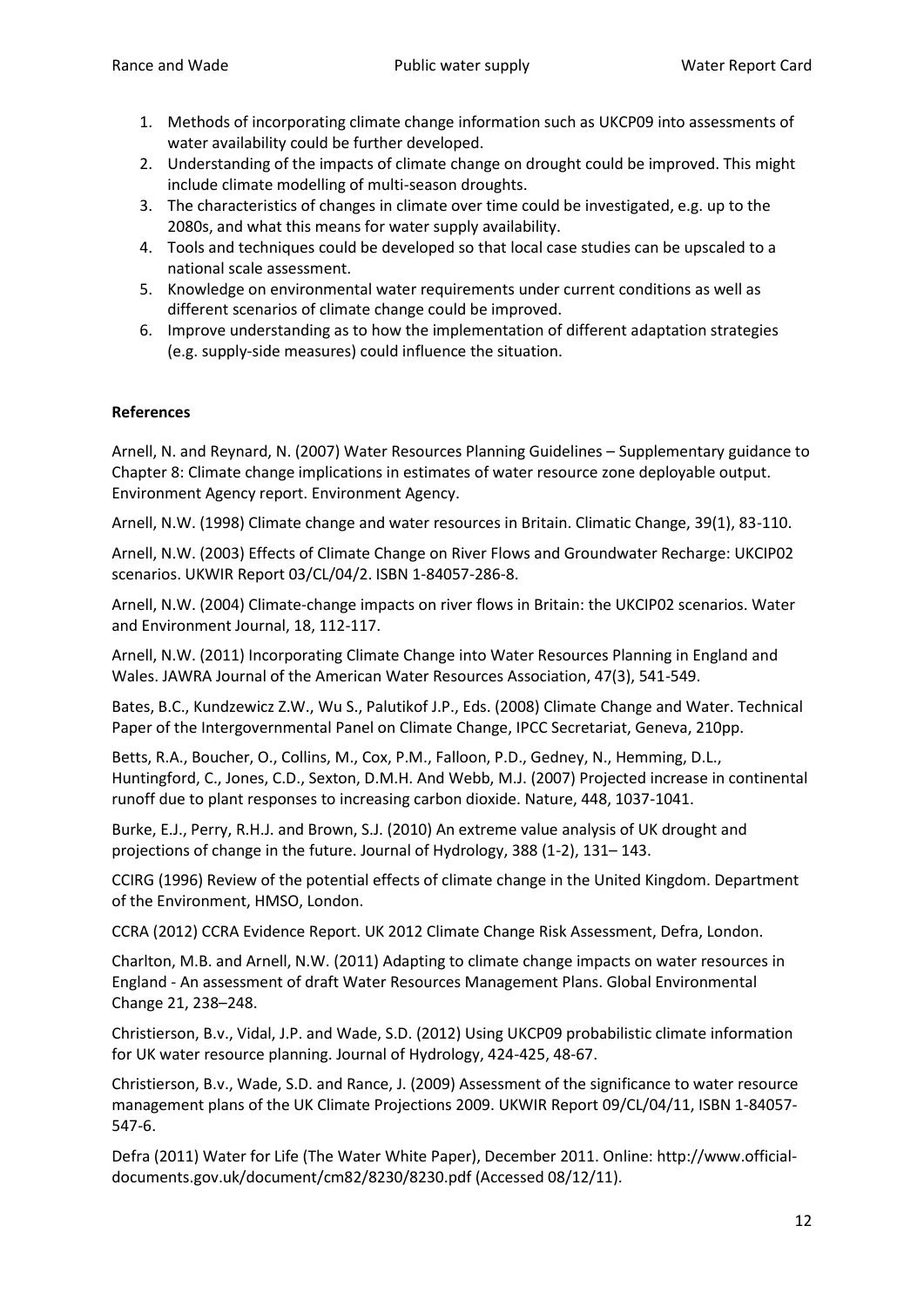1. Methods of incorporating climate change information such as UKCP09 into assessments of water availability could be further developed.
2. Understanding of the impacts of climate change on drought could be improved. This might include climate modelling of multi-season droughts.
3. The characteristics of changes in climate over time could be investigated, e.g. up to the 2080s, and what this means for water supply availability.
4. Tools and techniques could be developed so that local case studies can be upscaled to a national scale assessment.
5. Knowledge on environmental water requirements under current conditions as well as different scenarios of climate change could be improved.
6. Improve understanding as to how the implementation of different adaptation strategies (e.g. supply-side measures) could influence the situation.

**References**

Arnell, N. and Reynard, N. (2007) Water Resources Planning Guidelines – Supplementary guidance to Chapter 8: Climate change implications in estimates of water resource zone deployable output. Environment Agency report. Environment Agency.

Arnell, N.W. (1998) Climate change and water resources in Britain. Climatic Change, 39(1), 83-110.

Arnell, N.W. (2003) Effects of Climate Change on River Flows and Groundwater Recharge: UKCIP02 scenarios. UKWIR Report 03/CL/04/2. ISBN 1-84057-286-8.

Arnell, N.W. (2004) Climate-change impacts on river flows in Britain: the UKCIP02 scenarios. Water and Environment Journal, 18, 112-117.

Arnell, N.W. (2011) Incorporating Climate Change into Water Resources Planning in England and Wales. JAWRA Journal of the American Water Resources Association, 47(3), 541-549.

Bates, B.C., Kundzewicz Z.W., Wu S., Palutikof J.P., Eds. (2008) Climate Change and Water. Technical Paper of the Intergovernmental Panel on Climate Change, IPCC Secretariat, Geneva, 210pp.

Betts, R.A., Boucher, O., Collins, M., Cox, P.M., Falloon, P.D., Gedney, N., Hemming, D.L., Huntingford, C., Jones, C.D., Sexton, D.M.H. And Webb, M.J. (2007) Projected increase in continental runoff due to plant responses to increasing carbon dioxide. Nature, 448, 1037-1041.

Burke, E.J., Perry, R.H.J. and Brown, S.J. (2010) An extreme value analysis of UK drought and projections of change in the future. Journal of Hydrology, 388 (1-2), 131– 143.

CCIRG (1996) Review of the potential effects of climate change in the United Kingdom. Department of the Environment, HMSO, London.

CCRA (2012) CCRA Evidence Report. UK 2012 Climate Change Risk Assessment, Defra, London.

Charlton, M.B. and Arnell, N.W. (2011) Adapting to climate change impacts on water resources in England - An assessment of draft Water Resources Management Plans. Global Environmental Change 21, 238–248.

Christierson, B.v., Vidal, J.P. and Wade, S.D. (2012) Using UKCP09 probabilistic climate information for UK water resource planning. Journal of Hydrology, 424-425, 48-67.

Christierson, B.v., Wade, S.D. and Rance, J. (2009) Assessment of the significance to water resource management plans of the UK Climate Projections 2009. UKWIR Report 09/CL/04/11, ISBN 1-84057-547-6.

Defra (2011) Water for Life (The Water White Paper), December 2011. Online: http://www.official-documents.gov.uk/document/cm82/8230/8230.pdf (Accessed 08/12/11).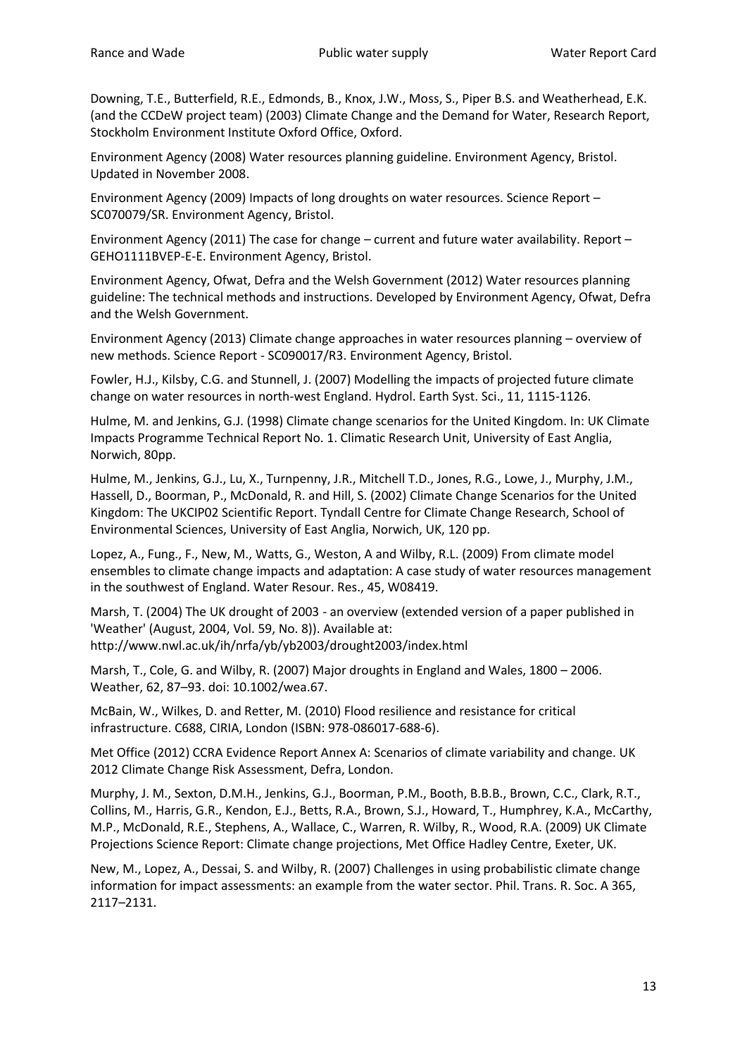Downing, T.E., Butterfield, R.E., Edmonds, B., Knox, J.W., Moss, S., Piper B.S. and Weatherhead, E.K. (and the CCDeW project team) (2003) Climate Change and the Demand for Water, Research Report, Stockholm Environment Institute Oxford Office, Oxford.

Environment Agency (2008) Water resources planning guideline. Environment Agency, Bristol. Updated in November 2008.

Environment Agency (2009) Impacts of long droughts on water resources. Science Report – SC070079/SR. Environment Agency, Bristol.

Environment Agency (2011) The case for change – current and future water availability. Report – GEHO1111BVEP-E-E. Environment Agency, Bristol.

Environment Agency, Ofwat, Defra and the Welsh Government (2012) Water resources planning guideline: The technical methods and instructions. Developed by Environment Agency, Ofwat, Defra and the Welsh Government.

Environment Agency (2013) Climate change approaches in water resources planning – overview of new methods. Science Report - SC090017/R3. Environment Agency, Bristol.

Fowler, H.J., Kilsby, C.G. and Stunnell, J. (2007) Modelling the impacts of projected future climate change on water resources in north-west England. Hydrol. Earth Syst. Sci., 11, 1115-1126.

Hulme, M. and Jenkins, G.J. (1998) Climate change scenarios for the United Kingdom. In: UK Climate Impacts Programme Technical Report No. 1. Climatic Research Unit, University of East Anglia, Norwich, 80pp.

Hulme, M., Jenkins, G.J., Lu, X., Turnpenny, J.R., Mitchell T.D., Jones, R.G., Lowe, J., Murphy, J.M., Hassell, D., Boorman, P., McDonald, R. and Hill, S. (2002) Climate Change Scenarios for the United Kingdom: The UKCIP02 Scientific Report. Tyndall Centre for Climate Change Research, School of Environmental Sciences, University of East Anglia, Norwich, UK, 120 pp.

Lopez, A., Fung., F., New, M., Watts, G., Weston, A and Wilby, R.L. (2009) From climate model ensembles to climate change impacts and adaptation: A case study of water resources management in the southwest of England. Water Resour. Res., 45, W08419.

Marsh, T. (2004) The UK drought of 2003 - an overview (extended version of a paper published in 'Weather' (August, 2004, Vol. 59, No. 8)). Available at: http://www.nwl.ac.uk/ih/nrfa/yb/yb2003/drought2003/index.html

Marsh, T., Cole, G. and Wilby, R. (2007) Major droughts in England and Wales, 1800 – 2006. Weather, 62, 87–93. doi: 10.1002/wea.67.

McBain, W., Wilkes, D. and Retter, M. (2010) Flood resilience and resistance for critical infrastructure. C688, CIRIA, London (ISBN: 978-086017-688-6).

Met Office (2012) CCRA Evidence Report Annex A: Scenarios of climate variability and change. UK 2012 Climate Change Risk Assessment, Defra, London.

Murphy, J. M., Sexton, D.M.H., Jenkins, G.J., Boorman, P.M., Booth, B.B.B., Brown, C.C., Clark, R.T., Collins, M., Harris, G.R., Kendon, E.J., Betts, R.A., Brown, S.J., Howard, T., Humphrey, K.A., McCarthy, M.P., McDonald, R.E., Stephens, A., Wallace, C., Warren, R. Wilby, R., Wood, R.A. (2009) UK Climate Projections Science Report: Climate change projections, Met Office Hadley Centre, Exeter, UK.

New, M., Lopez, A., Dessai, S. and Wilby, R. (2007) Challenges in using probabilistic climate change information for impact assessments: an example from the water sector. Phil. Trans. R. Soc. A 365, 2117–2131.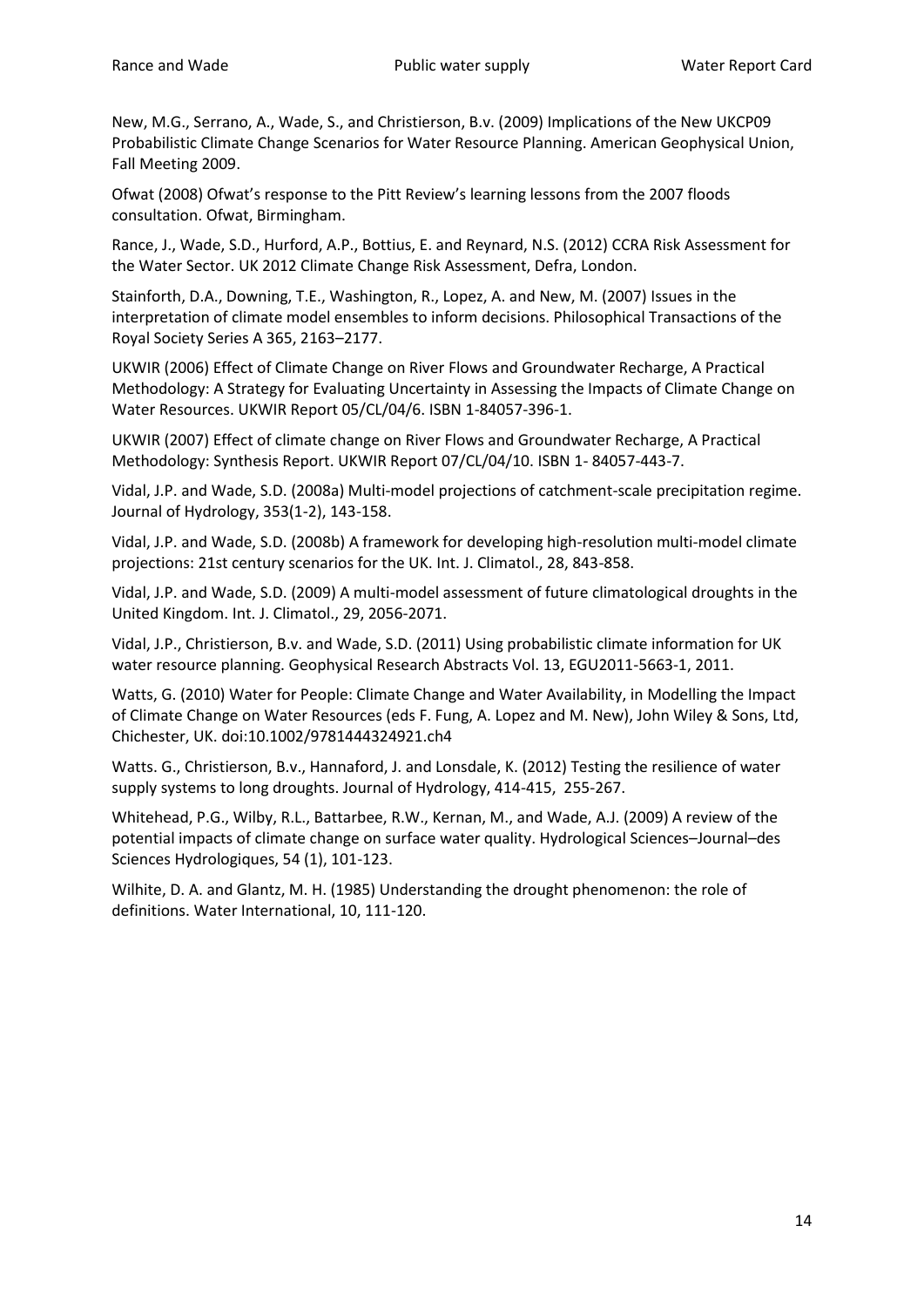New, M.G., Serrano, A., Wade, S., and Christierson, B.v. (2009) Implications of the New UKCP09 Probabilistic Climate Change Scenarios for Water Resource Planning. American Geophysical Union, Fall Meeting 2009.

Ofwat (2008) Ofwat's response to the Pitt Review's learning lessons from the 2007 floods consultation. Ofwat, Birmingham.

Rance, J., Wade, S.D., Hurford, A.P., Bottius, E. and Reynard, N.S. (2012) CCRA Risk Assessment for the Water Sector. UK 2012 Climate Change Risk Assessment, Defra, London.

Stainforth, D.A., Downing, T.E., Washington, R., Lopez, A. and New, M. (2007) Issues in the interpretation of climate model ensembles to inform decisions. Philosophical Transactions of the Royal Society Series A 365, 2163–2177.

UKWIR (2006) Effect of Climate Change on River Flows and Groundwater Recharge, A Practical Methodology: A Strategy for Evaluating Uncertainty in Assessing the Impacts of Climate Change on Water Resources. UKWIR Report 05/CL/04/6. ISBN 1-84057-396-1.

UKWIR (2007) Effect of climate change on River Flows and Groundwater Recharge, A Practical Methodology: Synthesis Report. UKWIR Report 07/CL/04/10. ISBN 1- 84057-443-7.

Vidal, J.P. and Wade, S.D. (2008a) Multi-model projections of catchment-scale precipitation regime. Journal of Hydrology, 353(1-2), 143-158.

Vidal, J.P. and Wade, S.D. (2008b) A framework for developing high-resolution multi-model climate projections: 21st century scenarios for the UK. Int. J. Climatol., 28, 843-858.

Vidal, J.P. and Wade, S.D. (2009) A multi-model assessment of future climatological droughts in the United Kingdom. Int. J. Climatol., 29, 2056-2071.

Vidal, J.P., Christierson, B.v. and Wade, S.D. (2011) Using probabilistic climate information for UK water resource planning. Geophysical Research Abstracts Vol. 13, EGU2011-5663-1, 2011.

Watts, G. (2010) Water for People: Climate Change and Water Availability, in Modelling the Impact of Climate Change on Water Resources (eds F. Fung, A. Lopez and M. New), John Wiley & Sons, Ltd, Chichester, UK. doi:10.1002/9781444324921.ch4

Watts. G., Christierson, B.v., Hannaford, J. and Lonsdale, K. (2012) Testing the resilience of water supply systems to long droughts. Journal of Hydrology, 414-415, 255-267.

Whitehead, P.G., Wilby, R.L., Battarbee, R.W., Kernan, M., and Wade, A.J. (2009) A review of the potential impacts of climate change on surface water quality. Hydrological Sciences–Journal–des Sciences Hydrologiques, 54 (1), 101-123.

Wilhite, D. A. and Glantz, M. H. (1985) Understanding the drought phenomenon: the role of definitions. Water International, 10, 111-120.